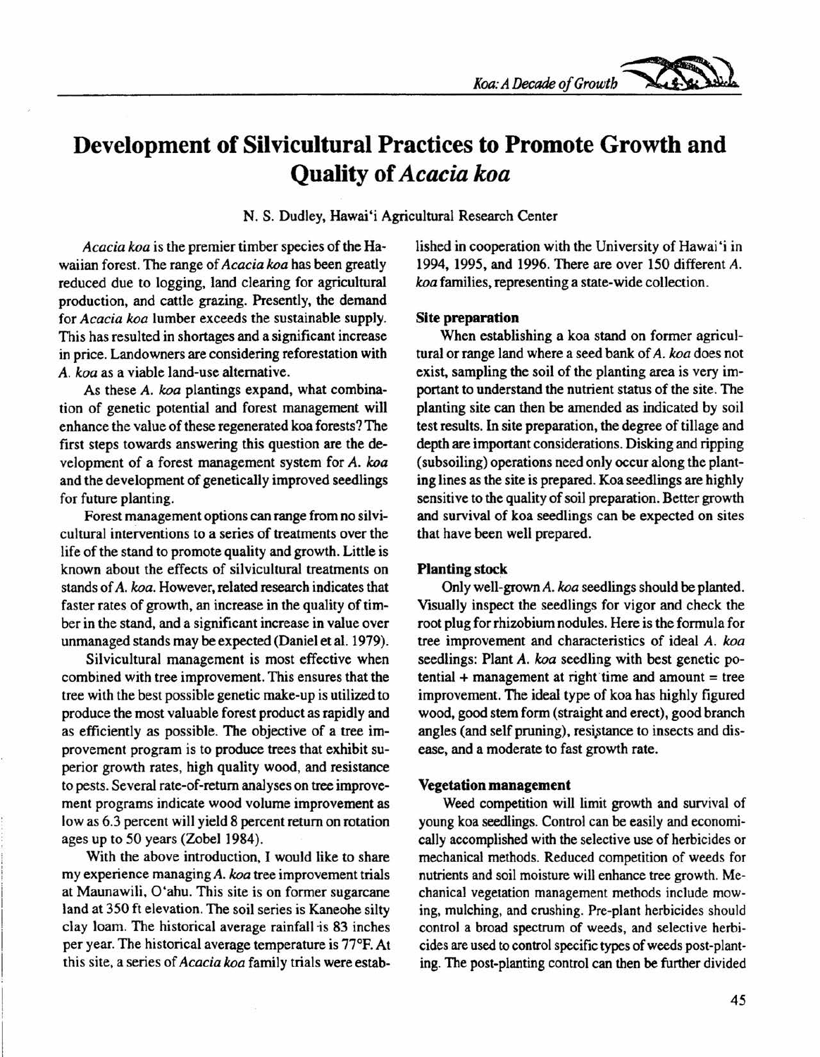# Development of Silvicultural Practices to Promote Growth and Quality of *Acacia koa*

N. S. Dudley, Hawai'i Agricultural Research Center

*Acacia koa* is the premier timber species of the Hawaiian forest. The range of *Acacia koa* has been greatly reduced due to logging, land clearing for agricultural production, and cattle grazing. Presently, the demand for *Acacia koa* lumber exceeds the sustainable supply. This has resulted in shortages and a significant increase in price. Landowners are considering reforestation with *A. koa* as a viable land-use alternative.

As these *A. koa* plantings expand, what combination of genetic potential and forest management will enhance the value of these regenerated koa forests? The first steps towards answering this question are the development of a forest management system for *A. koa* and the development of genetically improved seedlings for future planting.

Forest management options can range from no silvicultural interventions to a series of treatments over the life of the stand to promote quality and growth. Little is known about the effects of silvicultural treatments on stands of *A. koa*. However, related research indicates that faster rates of growth, an increase in the quality of timber in the stand, and a significant increase in value over unmanaged stands may be expected (Daniel et al. 1979).

Silvicultural management is most effective when combined with tree improvement. This ensures that the tree with the best possible genetic make-up is utilized to produce the most valuable forest product as rapidly and as efficiently as possible. The objective of a tree improvement program is to produce trees that exhibit superior growth rates, high quality wood, and resistance to pests. Several rate-of-return analyses on tree improvement programs indicate wood volume improvement as low as 6.3 percent will yield 8 percent return on rotation ages up to 50 years (Zobel 1984).

With the above introduction, I would like to share my experience managing *A. koa* tree improvement trials at Maunawili, O'ahu. This site is on former sugarcane land at 350 ft elevation. The soil series is Kaneohe silty clay loam. The historical average rainfall is 83 inches per year. The historical average temperature is 77°F. At this site, a series of *Acacia koa* family trials were established in cooperation with the University of Hawai'i in 1994, 1995, and 1996. There are over 150 different *A. koa* families, representing a state-wide collection.

### Site preparation

When establishing a koa stand on former agricultural or range land where a seed bank of *A. koa* does not exist, sampling the soil of the planting area is very important to understand the nutrient status of the site. The planting site can then be amended as indicated by soil test results. In site preparation, the degree of tillage and depth are important considerations. Disking and ripping (subsoiling) operations need only occur along the planting lines as the site is prepared. Koa seedlings are highly sensitive to the quality of soil preparation. Better growth and survival of koa seedlings can be expected on sites that have been well prepared.

### Planting stock

Only well-grown *A. koa* seedlings should be planted. Visually inspect the seedlings for vigor and check the root plug for rhizobium nodules. Here is the formula for tree improvement and characteristics of ideal *A. koa* seedlings: Plant *A. koa* seedling with best genetic potential + management at right time and amount = tree improvement. The ideal type of koa has highly figured wood, good stem form (straight and erect), good branch angles (and self pruning), resistance to insects and disease, and a moderate to fast growth rate.

### Vegetation management

Weed competition will limit growth and survival of young koa seedlings. Control can be easily and economically accomplished with the selective use of herbicides or mechanical methods. Reduced competition of weeds for nutrients and soil moisture will enhance tree growth. Mechanical vegetation management methods include mowing, mulching, and crushing. Pre-plant herbicides should control a broad spectrum of weeds, and selective herbicides are used to control specific types of weeds post-planting. The post-planting control can then be further divided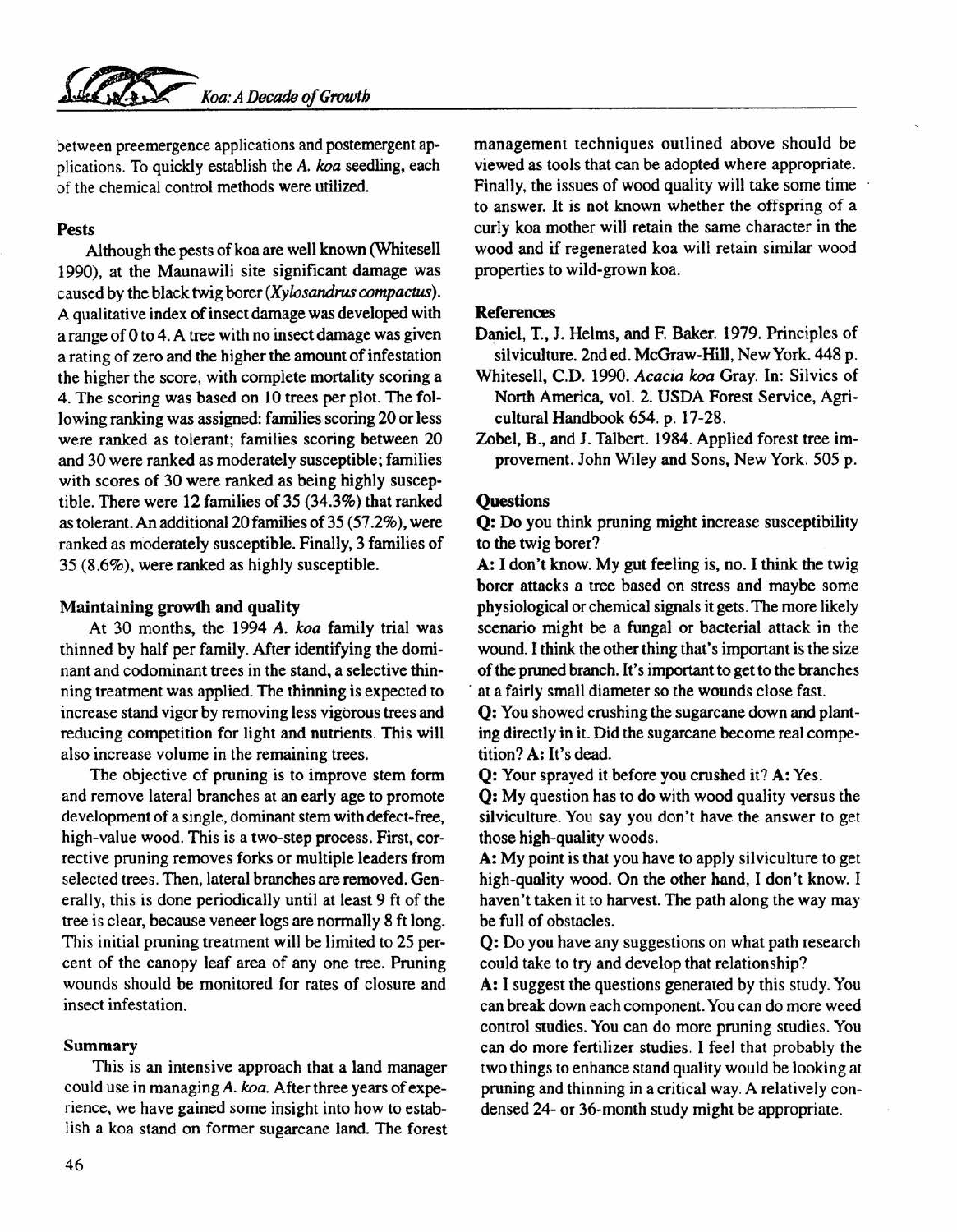between preemergence applications and postemergent applications. To quickly establish the *A. koa* seedling, each of the chemical control methods were utilized.

### Pests

Although the pests of koa are well known (Whitesell 1990), at the Maunawili site significant damage was caused by the black twig borer (*Xylosandrus compactus*). A qualitative index of insect damage was developed with a range of 0 to 4. A tree with no insect damage was given a rating of zero and the higher the amount of infestation the higher the score, with complete mortality scoring a 4. The scoring was based on 10 trees per plot. The following ranking was assigned: families scoring 20 or less were ranked as tolerant; families scoring between 20 and 30 were ranked as moderately susceptible; families with scores of 30 were ranked as being highly susceptible. There were 12 families of 35 (34.3%) that ranked as tolerant. An additional 20 families of 35 (57.2%), were ranked as moderately susceptible. Finally, 3 families of 35 (8.6%), were ranked as highly susceptible.

### Maintaining growth and quality

At 30 months, the 1994 *A. koa* family trial was thinned by half per family. After identifying the dominant and codominant trees in the stand, a selective thinning treatment was applied. The thinning is expected to increase stand vigor by removing less vigorous trees and reducing competition for light and nutrients. This will also increase volume in the remaining trees.

The objective of pruning is to improve stem form and remove lateral branches at an early age to promote development of a single, dominant stem with defect-free, high-value wood. This is a two-step process. First, corrective pruning removes forks or multiple leaders from selected trees. Then, lateral branches are removed. Generally, this is done periodically until at least 9 ft of the tree is clear, because veneer logs are normally 8 ft long. This initial pruning treatment will be limited to 25 percent of the canopy leaf area of any one tree. Pruning wounds should be monitored for rates of closure and insect infestation.

### Summary

This is an intensive approach that a land manager could use in managing *A. koa*. After three years of experience, we have gained some insight into how to establish a koa stand on former sugarcane land. The forest management techniques outlined above should be viewed as tools that can be adopted where appropriate. Finally, the issues of wood quality will take some time to answer. It is not known whether the offspring of a curly koa mother will retain the same character in the wood and if regenerated koa will retain similar wood properties to wild-grown koa.

### References

Daniel, T., J. Helms, and F. Baker. 1979. Principles of silviculture. 2nd ed. McGraw-Hill, New York. 448 p.

Whitesell, C.D. 1990. *Acacia koa* Gray. In: Silvics of North America, vol. 2. USDA Forest Service, Agricultural Handbook 654. p. 17-28.

Zobel, B., and J. Talbert. 1984. Applied forest tree improvement. John Wiley and Sons, New York. 505 p.

### Questions

**Q:** Do you think pruning might increase susceptibility to the twig borer?

**A:** I don't know. My gut feeling is, no. I think the twig borer attacks a tree based on stress and maybe some physiological or chemical signals it gets. The more likely scenario might be a fungal or bacterial attack in the wound. I think the other thing that's important is the size of the pruned branch. It's important to get to the branches at a fairly small diameter so the wounds close fast.

**Q:** You showed crushing the sugarcane down and planting directly in it. Did the sugarcane become real competition? **A:** It's dead.

**Q:** Your sprayed it before you crushed it? **A:** Yes.

**Q:** My question has to do with wood quality versus the silviculture. You say you don't have the answer to get those high-quality woods.

**A:** My point is that you have to apply silviculture to get high-quality wood. On the other hand, I don't know. I haven't taken it to harvest. The path along the way may be full of obstacles.

**Q:** Do you have any suggestions on what path research could take to try and develop that relationship?

**A:** I suggest the questions generated by this study. You can break down each component. You can do more weed control studies. You can do more pruning studies. You can do more fertilizer studies. I feel that probably the two things to enhance stand quality would be looking at pruning and thinning in a critical way. A relatively condensed 24- or 36-month study might be appropriate.